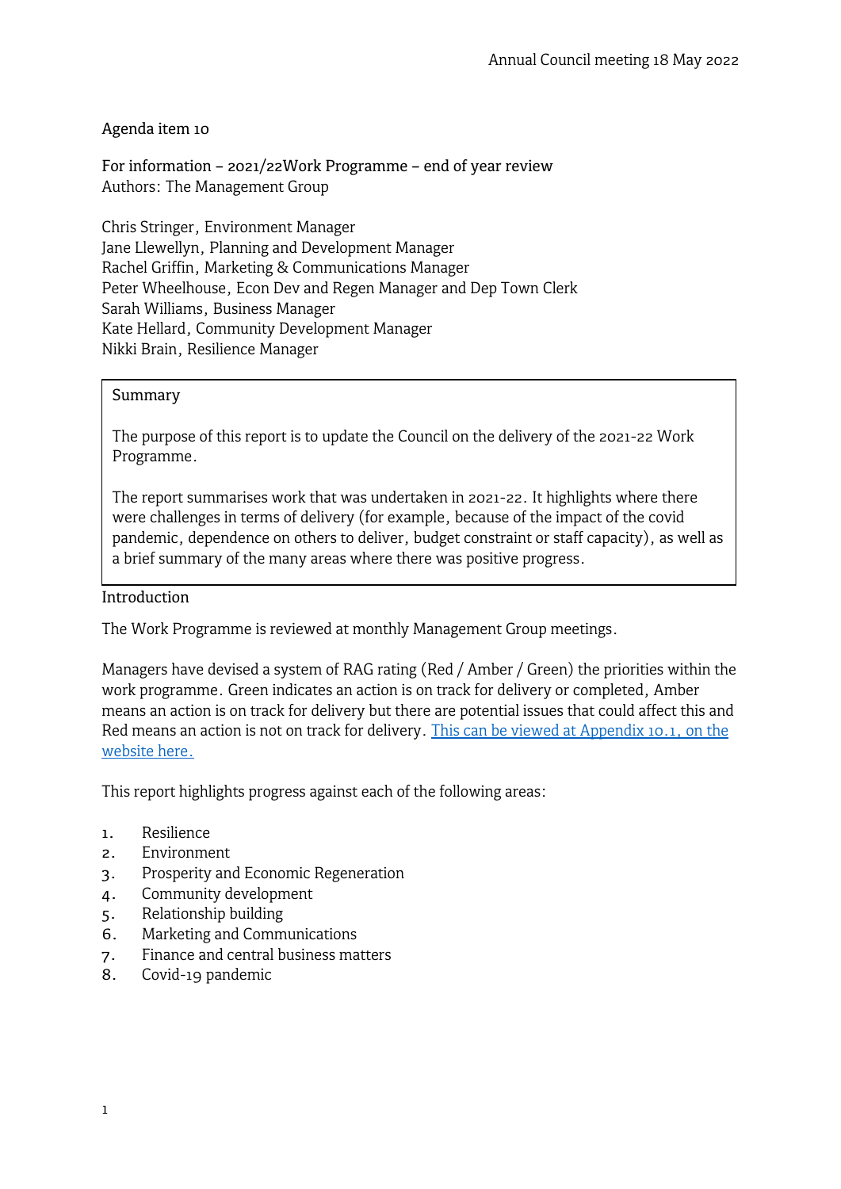Annual Council meeting 18 May 2022

Agenda item 10

For information – 2021/22Work Programme – end of year review
Authors: The Management Group

Chris Stringer, Environment Manager
Jane Llewellyn, Planning and Development Manager
Rachel Griffin, Marketing & Communications Manager
Peter Wheelhouse, Econ Dev and Regen Manager and Dep Town Clerk
Sarah Williams, Business Manager
Kate Hellard, Community Development Manager
Nikki Brain, Resilience Manager

> Summary
>
> The purpose of this report is to update the Council on the delivery of the 2021-22 Work Programme.
>
> The report summarises work that was undertaken in 2021-22. It highlights where there were challenges in terms of delivery (for example, because of the impact of the covid pandemic, dependence on others to deliver, budget constraint or staff capacity), as well as a brief summary of the many areas where there was positive progress.

## Introduction

The Work Programme is reviewed at monthly Management Group meetings.

Managers have devised a system of RAG rating (Red / Amber / Green) the priorities within the work programme. Green indicates an action is on track for delivery or completed, Amber means an action is on track for delivery but there are potential issues that could affect this and Red means an action is not on track for delivery. This can be viewed at Appendix 10.1, on the website here.

This report highlights progress against each of the following areas:

1. Resilience
2. Environment
3. Prosperity and Economic Regeneration
4. Community development
5. Relationship building
6. Marketing and Communications
7. Finance and central business matters
8. Covid-19 pandemic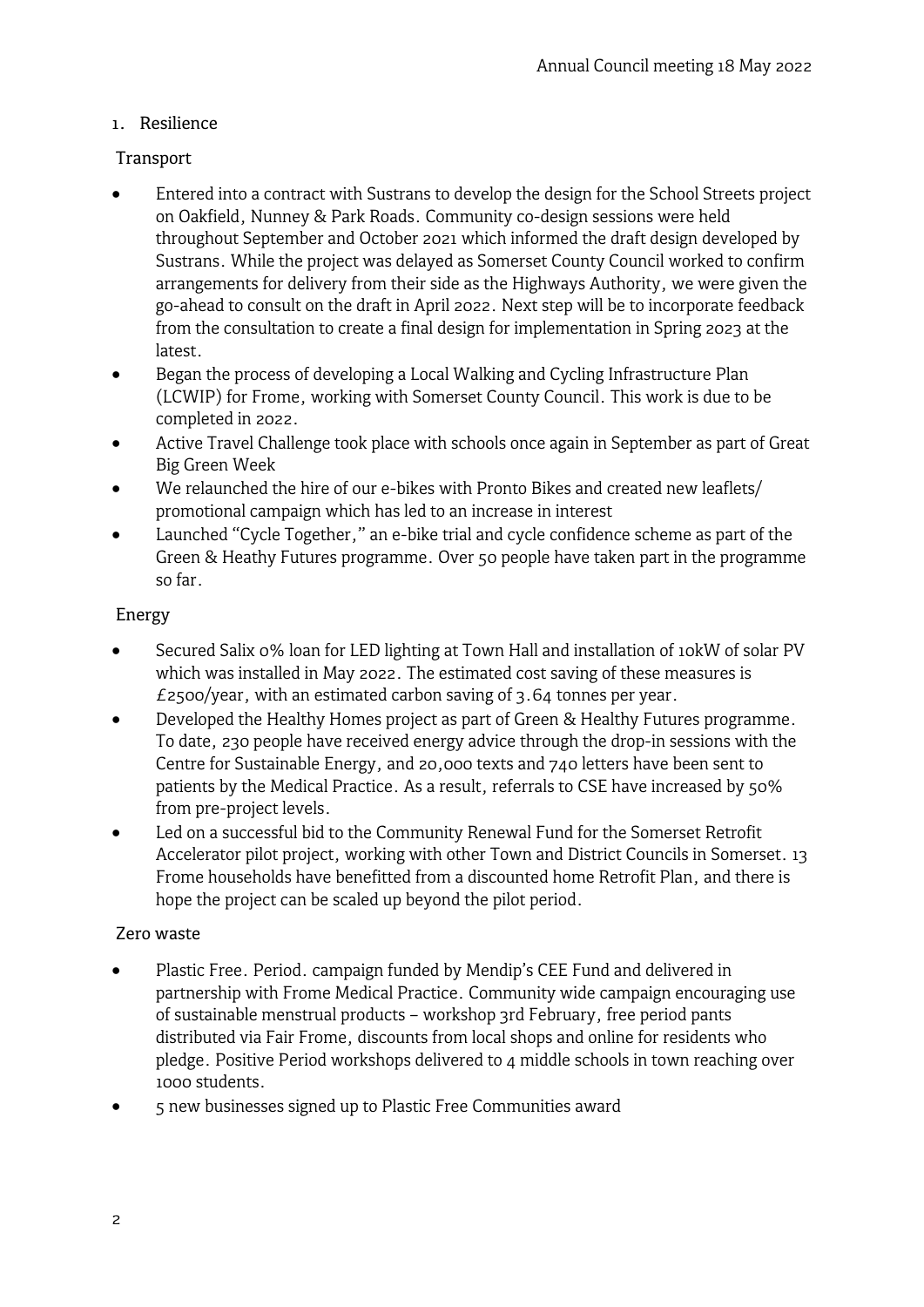1. Resilience

### Transport

- Entered into a contract with Sustrans to develop the design for the School Streets project on Oakfield, Nunney & Park Roads. Community co-design sessions were held throughout September and October 2021 which informed the draft design developed by Sustrans. While the project was delayed as Somerset County Council worked to confirm arrangements for delivery from their side as the Highways Authority, we were given the go-ahead to consult on the draft in April 2022. Next step will be to incorporate feedback from the consultation to create a final design for implementation in Spring 2023 at the latest.
- Began the process of developing a Local Walking and Cycling Infrastructure Plan (LCWIP) for Frome, working with Somerset County Council. This work is due to be completed in 2022.
- Active Travel Challenge took place with schools once again in September as part of Great Big Green Week
- We relaunched the hire of our e-bikes with Pronto Bikes and created new leaflets/ promotional campaign which has led to an increase in interest
- Launched "Cycle Together," an e-bike trial and cycle confidence scheme as part of the Green & Heathy Futures programme. Over 50 people have taken part in the programme so far.

### Energy

- Secured Salix 0% loan for LED lighting at Town Hall and installation of 10kW of solar PV which was installed in May 2022. The estimated cost saving of these measures is £2500/year, with an estimated carbon saving of 3.64 tonnes per year.
- Developed the Healthy Homes project as part of Green & Healthy Futures programme. To date, 230 people have received energy advice through the drop-in sessions with the Centre for Sustainable Energy, and 20,000 texts and 740 letters have been sent to patients by the Medical Practice. As a result, referrals to CSE have increased by 50% from pre-project levels.
- Led on a successful bid to the Community Renewal Fund for the Somerset Retrofit Accelerator pilot project, working with other Town and District Councils in Somerset. 13 Frome households have benefitted from a discounted home Retrofit Plan, and there is hope the project can be scaled up beyond the pilot period.

### Zero waste

- Plastic Free. Period. campaign funded by Mendip's CEE Fund and delivered in partnership with Frome Medical Practice. Community wide campaign encouraging use of sustainable menstrual products – workshop 3rd February, free period pants distributed via Fair Frome, discounts from local shops and online for residents who pledge. Positive Period workshops delivered to 4 middle schools in town reaching over 1000 students.
- 5 new businesses signed up to Plastic Free Communities award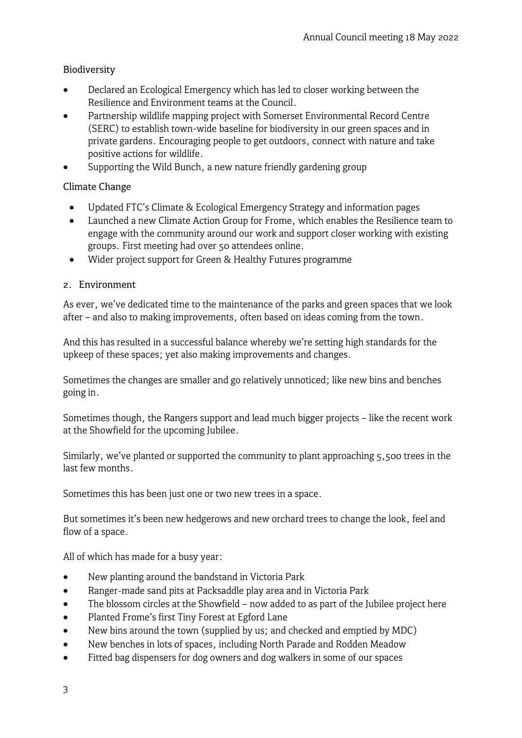Biodiversity

- Declared an Ecological Emergency which has led to closer working between the Resilience and Environment teams at the Council.
- Partnership wildlife mapping project with Somerset Environmental Record Centre (SERC) to establish town-wide baseline for biodiversity in our green spaces and in private gardens. Encouraging people to get outdoors, connect with nature and take positive actions for wildlife.
- Supporting the Wild Bunch, a new nature friendly gardening group

Climate Change

- Updated FTC's Climate & Ecological Emergency Strategy and information pages
- Launched a new Climate Action Group for Frome, which enables the Resilience team to engage with the community around our work and support closer working with existing groups. First meeting had over 50 attendees online.
- Wider project support for Green & Healthy Futures programme

2. Environment

As ever, we've dedicated time to the maintenance of the parks and green spaces that we look after – and also to making improvements, often based on ideas coming from the town.

And this has resulted in a successful balance whereby we're setting high standards for the upkeep of these spaces; yet also making improvements and changes.

Sometimes the changes are smaller and go relatively unnoticed; like new bins and benches going in.

Sometimes though, the Rangers support and lead much bigger projects – like the recent work at the Showfield for the upcoming Jubilee.

Similarly, we've planted or supported the community to plant approaching 5,500 trees in the last few months.

Sometimes this has been just one or two new trees in a space.

But sometimes it's been new hedgerows and new orchard trees to change the look, feel and flow of a space.

All of which has made for a busy year:

- New planting around the bandstand in Victoria Park
- Ranger-made sand pits at Packsaddle play area and in Victoria Park
- The blossom circles at the Showfield – now added to as part of the Jubilee project here
- Planted Frome's first Tiny Forest at Egford Lane
- New bins around the town (supplied by us; and checked and emptied by MDC)
- New benches in lots of spaces, including North Parade and Rodden Meadow
- Fitted bag dispensers for dog owners and dog walkers in some of our spaces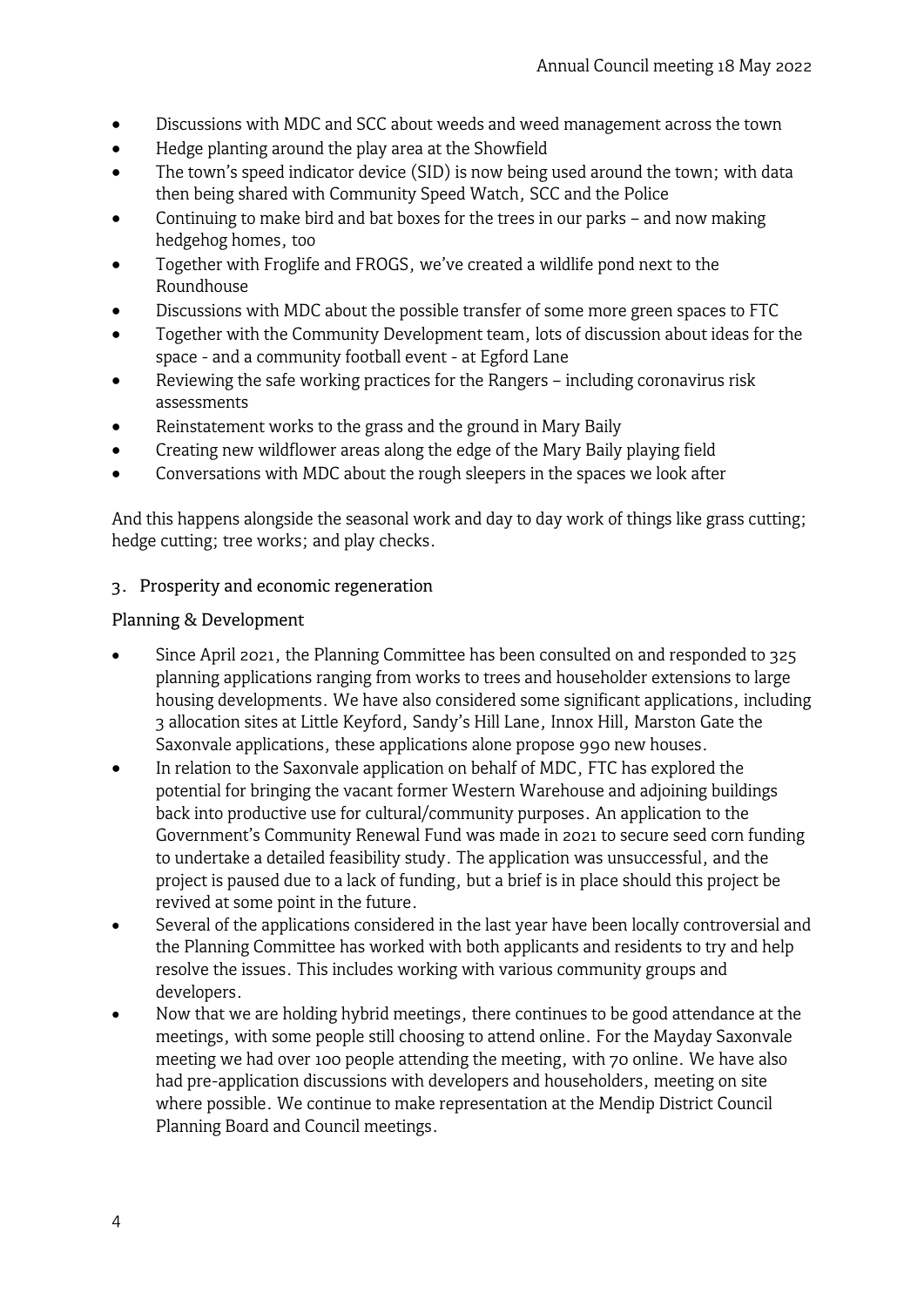- Discussions with MDC and SCC about weeds and weed management across the town
- Hedge planting around the play area at the Showfield
- The town's speed indicator device (SID) is now being used around the town; with data then being shared with Community Speed Watch, SCC and the Police
- Continuing to make bird and bat boxes for the trees in our parks – and now making hedgehog homes, too
- Together with Froglife and FROGS, we've created a wildlife pond next to the Roundhouse
- Discussions with MDC about the possible transfer of some more green spaces to FTC
- Together with the Community Development team, lots of discussion about ideas for the space - and a community football event - at Egford Lane
- Reviewing the safe working practices for the Rangers – including coronavirus risk assessments
- Reinstatement works to the grass and the ground in Mary Baily
- Creating new wildflower areas along the edge of the Mary Baily playing field
- Conversations with MDC about the rough sleepers in the spaces we look after

And this happens alongside the seasonal work and day to day work of things like grass cutting; hedge cutting; tree works; and play checks.

3. Prosperity and economic regeneration

Planning & Development

- Since April 2021, the Planning Committee has been consulted on and responded to 325 planning applications ranging from works to trees and householder extensions to large housing developments. We have also considered some significant applications, including 3 allocation sites at Little Keyford, Sandy's Hill Lane, Innox Hill, Marston Gate the Saxonvale applications, these applications alone propose 990 new houses.
- In relation to the Saxonvale application on behalf of MDC, FTC has explored the potential for bringing the vacant former Western Warehouse and adjoining buildings back into productive use for cultural/community purposes. An application to the Government's Community Renewal Fund was made in 2021 to secure seed corn funding to undertake a detailed feasibility study. The application was unsuccessful, and the project is paused due to a lack of funding, but a brief is in place should this project be revived at some point in the future.
- Several of the applications considered in the last year have been locally controversial and the Planning Committee has worked with both applicants and residents to try and help resolve the issues. This includes working with various community groups and developers.
- Now that we are holding hybrid meetings, there continues to be good attendance at the meetings, with some people still choosing to attend online. For the Mayday Saxonvale meeting we had over 100 people attending the meeting, with 70 online. We have also had pre-application discussions with developers and householders, meeting on site where possible. We continue to make representation at the Mendip District Council Planning Board and Council meetings.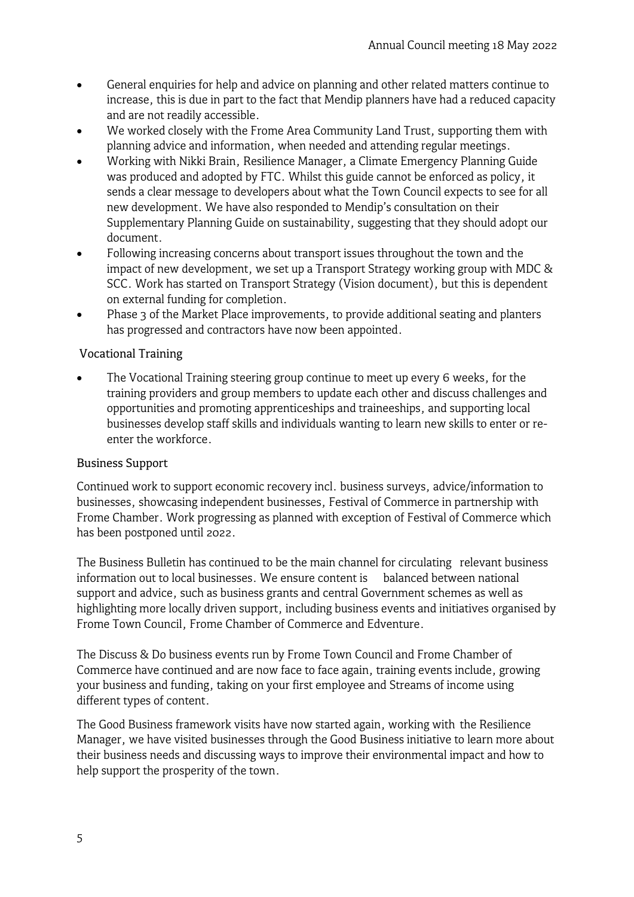- General enquiries for help and advice on planning and other related matters continue to increase, this is due in part to the fact that Mendip planners have had a reduced capacity and are not readily accessible.
- We worked closely with the Frome Area Community Land Trust, supporting them with planning advice and information, when needed and attending regular meetings.
- Working with Nikki Brain, Resilience Manager, a Climate Emergency Planning Guide was produced and adopted by FTC. Whilst this guide cannot be enforced as policy, it sends a clear message to developers about what the Town Council expects to see for all new development. We have also responded to Mendip's consultation on their Supplementary Planning Guide on sustainability, suggesting that they should adopt our document.
- Following increasing concerns about transport issues throughout the town and the impact of new development, we set up a Transport Strategy working group with MDC & SCC. Work has started on Transport Strategy (Vision document), but this is dependent on external funding for completion.
- Phase 3 of the Market Place improvements, to provide additional seating and planters has progressed and contractors have now been appointed.

### Vocational Training

- The Vocational Training steering group continue to meet up every 6 weeks, for the training providers and group members to update each other and discuss challenges and opportunities and promoting apprenticeships and traineeships, and supporting local businesses develop staff skills and individuals wanting to learn new skills to enter or re-enter the workforce.

### Business Support

Continued work to support economic recovery incl. business surveys, advice/information to businesses, showcasing independent businesses, Festival of Commerce in partnership with Frome Chamber. Work progressing as planned with exception of Festival of Commerce which has been postponed until 2022.

The Business Bulletin has continued to be the main channel for circulating relevant business information out to local businesses. We ensure content is balanced between national support and advice, such as business grants and central Government schemes as well as highlighting more locally driven support, including business events and initiatives organised by Frome Town Council, Frome Chamber of Commerce and Edventure.

The Discuss & Do business events run by Frome Town Council and Frome Chamber of Commerce have continued and are now face to face again, training events include, growing your business and funding, taking on your first employee and Streams of income using different types of content.

The Good Business framework visits have now started again, working with the Resilience Manager, we have visited businesses through the Good Business initiative to learn more about their business needs and discussing ways to improve their environmental impact and how to help support the prosperity of the town.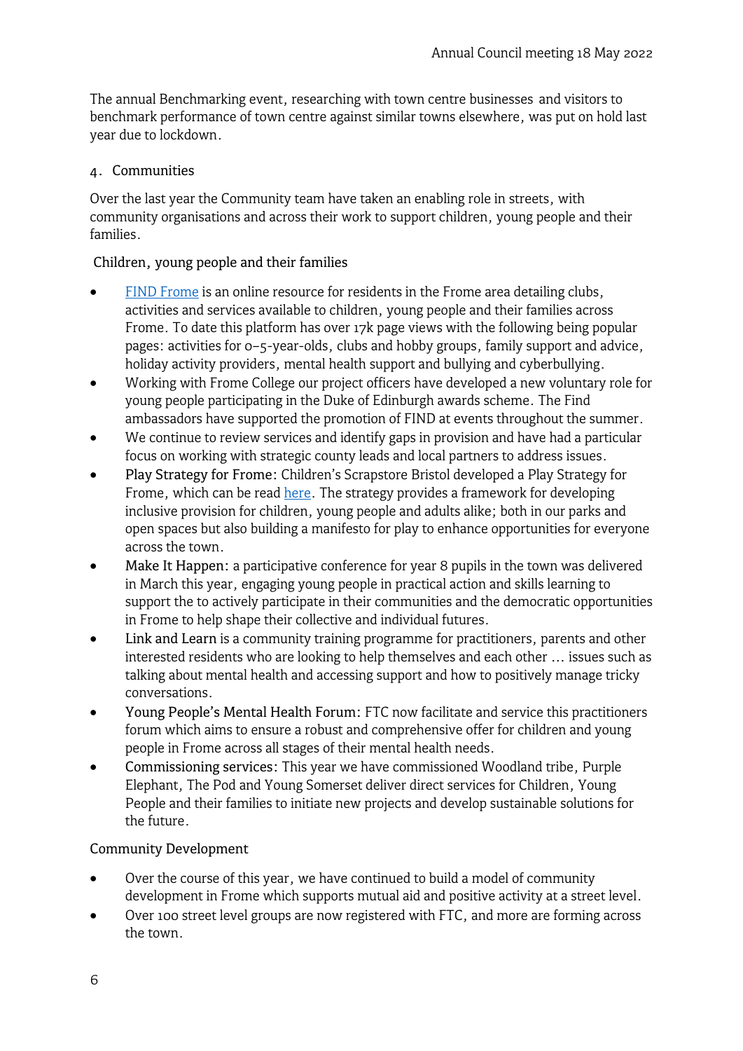The annual Benchmarking event, researching with town centre businesses and visitors to benchmark performance of town centre against similar towns elsewhere, was put on hold last year due to lockdown.

## 4. Communities

Over the last year the Community team have taken an enabling role in streets, with community organisations and across their work to support children, young people and their families.

### Children, young people and their families

- [FIND Frome](#) is an online resource for residents in the Frome area detailing clubs, activities and services available to children, young people and their families across Frome. To date this platform has over 17k page views with the following being popular pages: activities for 0–5-year-olds, clubs and hobby groups, family support and advice, holiday activity providers, mental health support and bullying and cyberbullying.
- Working with Frome College our project officers have developed a new voluntary role for young people participating in the Duke of Edinburgh awards scheme. The Find ambassadors have supported the promotion of FIND at events throughout the summer.
- We continue to review services and identify gaps in provision and have had a particular focus on working with strategic county leads and local partners to address issues.
- Play Strategy for Frome: Children's Scrapstore Bristol developed a Play Strategy for Frome, which can be read [here](#). The strategy provides a framework for developing inclusive provision for children, young people and adults alike; both in our parks and open spaces but also building a manifesto for play to enhance opportunities for everyone across the town.
- Make It Happen: a participative conference for year 8 pupils in the town was delivered in March this year, engaging young people in practical action and skills learning to support the to actively participate in their communities and the democratic opportunities in Frome to help shape their collective and individual futures.
- Link and Learn is a community training programme for practitioners, parents and other interested residents who are looking to help themselves and each other … issues such as talking about mental health and accessing support and how to positively manage tricky conversations.
- Young People's Mental Health Forum: FTC now facilitate and service this practitioners forum which aims to ensure a robust and comprehensive offer for children and young people in Frome across all stages of their mental health needs.
- Commissioning services: This year we have commissioned Woodland tribe, Purple Elephant, The Pod and Young Somerset deliver direct services for Children, Young People and their families to initiate new projects and develop sustainable solutions for the future.

### Community Development

- Over the course of this year, we have continued to build a model of community development in Frome which supports mutual aid and positive activity at a street level.
- Over 100 street level groups are now registered with FTC, and more are forming across the town.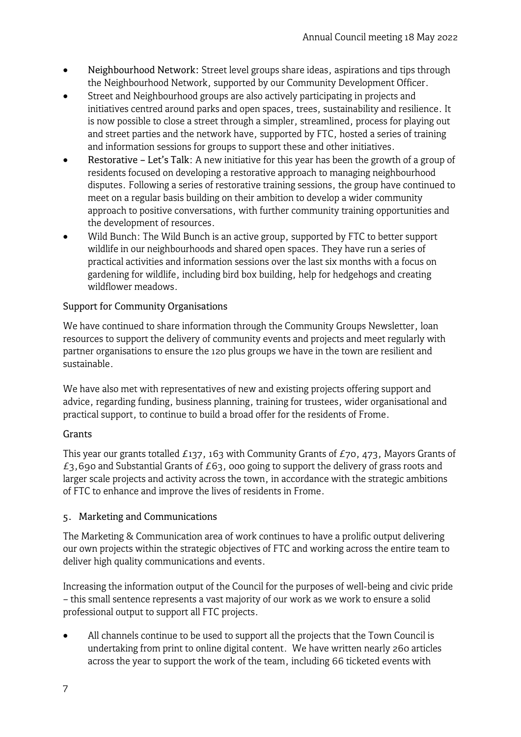- **Neighbourhood Network**: Street level groups share ideas, aspirations and tips through the Neighbourhood Network, supported by our Community Development Officer.
- Street and Neighbourhood groups are also actively participating in projects and initiatives centred around parks and open spaces, trees, sustainability and resilience. It is now possible to close a street through a simpler, streamlined, process for playing out and street parties and the network have, supported by FTC, hosted a series of training and information sessions for groups to support these and other initiatives.
- **Restorative – Let's Talk**: A new initiative for this year has been the growth of a group of residents focused on developing a restorative approach to managing neighbourhood disputes. Following a series of restorative training sessions, the group have continued to meet on a regular basis building on their ambition to develop a wider community approach to positive conversations, with further community training opportunities and the development of resources.
- Wild Bunch: The Wild Bunch is an active group, supported by FTC to better support wildlife in our neighbourhoods and shared open spaces. They have run a series of practical activities and information sessions over the last six months with a focus on gardening for wildlife, including bird box building, help for hedgehogs and creating wildflower meadows.

Support for Community Organisations

We have continued to share information through the Community Groups Newsletter, loan resources to support the delivery of community events and projects and meet regularly with partner organisations to ensure the 120 plus groups we have in the town are resilient and sustainable.

We have also met with representatives of new and existing projects offering support and advice, regarding funding, business planning, training for trustees, wider organisational and practical support, to continue to build a broad offer for the residents of Frome.

Grants

This year our grants totalled £137, 163 with Community Grants of £70, 473, Mayors Grants of £3,690 and Substantial Grants of £63, 000 going to support the delivery of grass roots and larger scale projects and activity across the town, in accordance with the strategic ambitions of FTC to enhance and improve the lives of residents in Frome.

5. Marketing and Communications

The Marketing & Communication area of work continues to have a prolific output delivering our own projects within the strategic objectives of FTC and working across the entire team to deliver high quality communications and events.

Increasing the information output of the Council for the purposes of well-being and civic pride – this small sentence represents a vast majority of our work as we work to ensure a solid professional output to support all FTC projects.

- All channels continue to be used to support all the projects that the Town Council is undertaking from print to online digital content. We have written nearly 260 articles across the year to support the work of the team, including 66 ticketed events with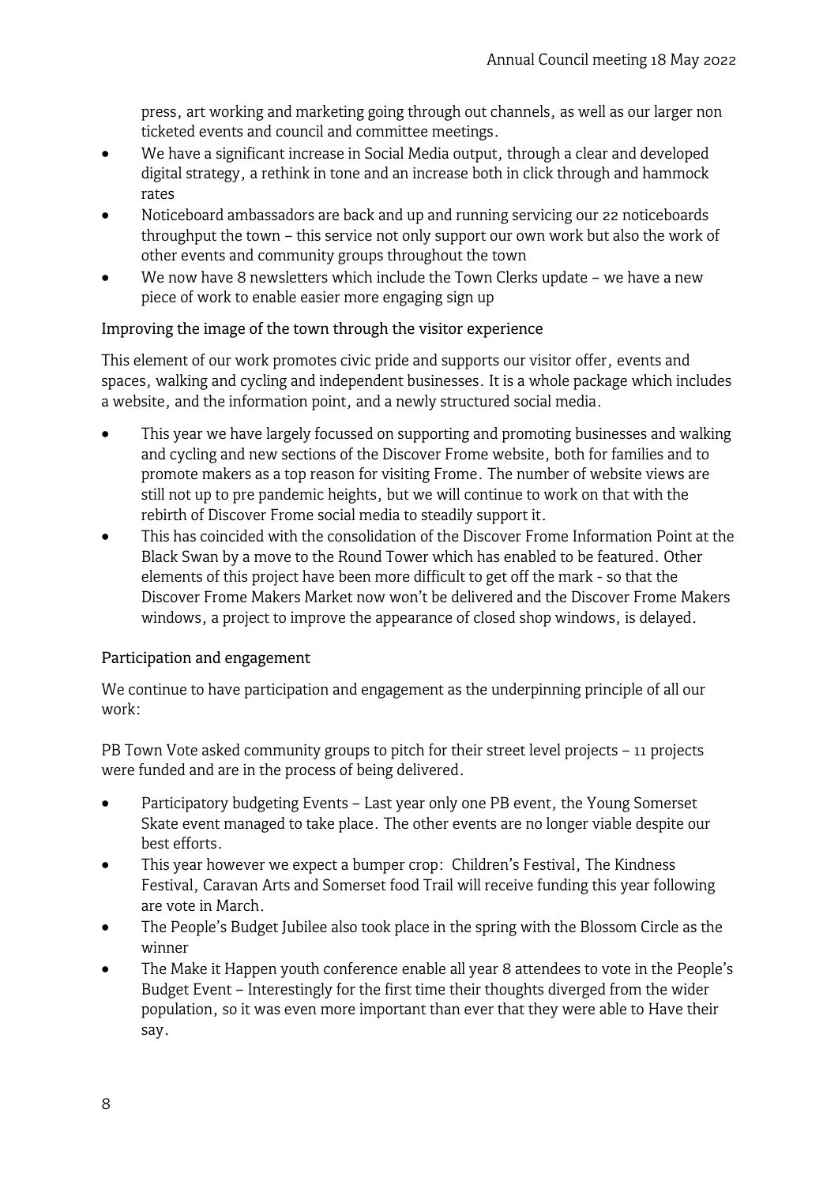press, art working and marketing going through out channels, as well as our larger non ticketed events and council and committee meetings.

- We have a significant increase in Social Media output, through a clear and developed digital strategy, a rethink in tone and an increase both in click through and hammock rates
- Noticeboard ambassadors are back and up and running servicing our 22 noticeboards throughput the town – this service not only support our own work but also the work of other events and community groups throughout the town
- We now have 8 newsletters which include the Town Clerks update – we have a new piece of work to enable easier more engaging sign up

## Improving the image of the town through the visitor experience

This element of our work promotes civic pride and supports our visitor offer, events and spaces, walking and cycling and independent businesses. It is a whole package which includes a website, and the information point, and a newly structured social media.

- This year we have largely focussed on supporting and promoting businesses and walking and cycling and new sections of the Discover Frome website, both for families and to promote makers as a top reason for visiting Frome. The number of website views are still not up to pre pandemic heights, but we will continue to work on that with the rebirth of Discover Frome social media to steadily support it.
- This has coincided with the consolidation of the Discover Frome Information Point at the Black Swan by a move to the Round Tower which has enabled to be featured. Other elements of this project have been more difficult to get off the mark - so that the Discover Frome Makers Market now won't be delivered and the Discover Frome Makers windows, a project to improve the appearance of closed shop windows, is delayed.

## Participation and engagement

We continue to have participation and engagement as the underpinning principle of all our work:

PB Town Vote asked community groups to pitch for their street level projects – 11 projects were funded and are in the process of being delivered.

- Participatory budgeting Events – Last year only one PB event, the Young Somerset Skate event managed to take place. The other events are no longer viable despite our best efforts.
- This year however we expect a bumper crop: Children's Festival, The Kindness Festival, Caravan Arts and Somerset food Trail will receive funding this year following are vote in March.
- The People's Budget Jubilee also took place in the spring with the Blossom Circle as the winner
- The Make it Happen youth conference enable all year 8 attendees to vote in the People's Budget Event – Interestingly for the first time their thoughts diverged from the wider population, so it was even more important than ever that they were able to Have their say.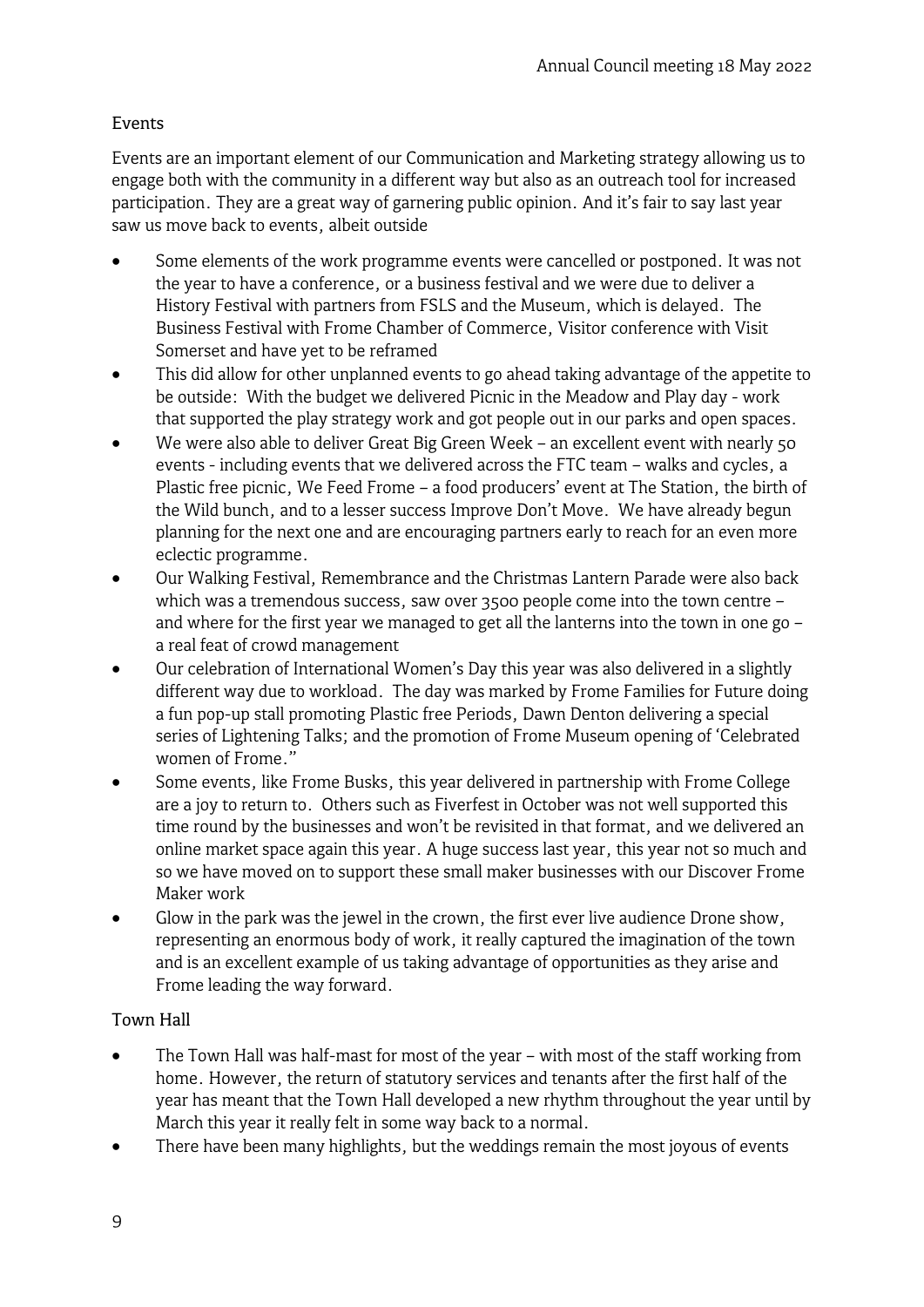## Events

Events are an important element of our Communication and Marketing strategy allowing us to engage both with the community in a different way but also as an outreach tool for increased participation. They are a great way of garnering public opinion. And it's fair to say last year saw us move back to events, albeit outside

- Some elements of the work programme events were cancelled or postponed. It was not the year to have a conference, or a business festival and we were due to deliver a History Festival with partners from FSLS and the Museum, which is delayed. The Business Festival with Frome Chamber of Commerce, Visitor conference with Visit Somerset and have yet to be reframed
- This did allow for other unplanned events to go ahead taking advantage of the appetite to be outside: With the budget we delivered Picnic in the Meadow and Play day - work that supported the play strategy work and got people out in our parks and open spaces.
- We were also able to deliver Great Big Green Week – an excellent event with nearly 50 events - including events that we delivered across the FTC team – walks and cycles, a Plastic free picnic, We Feed Frome – a food producers' event at The Station, the birth of the Wild bunch, and to a lesser success Improve Don't Move. We have already begun planning for the next one and are encouraging partners early to reach for an even more eclectic programme.
- Our Walking Festival, Remembrance and the Christmas Lantern Parade were also back which was a tremendous success, saw over 3500 people come into the town centre – and where for the first year we managed to get all the lanterns into the town in one go – a real feat of crowd management
- Our celebration of International Women's Day this year was also delivered in a slightly different way due to workload. The day was marked by Frome Families for Future doing a fun pop-up stall promoting Plastic free Periods, Dawn Denton delivering a special series of Lightening Talks; and the promotion of Frome Museum opening of 'Celebrated women of Frome."
- Some events, like Frome Busks, this year delivered in partnership with Frome College are a joy to return to. Others such as Fiverfest in October was not well supported this time round by the businesses and won't be revisited in that format, and we delivered an online market space again this year. A huge success last year, this year not so much and so we have moved on to support these small maker businesses with our Discover Frome Maker work
- Glow in the park was the jewel in the crown, the first ever live audience Drone show, representing an enormous body of work, it really captured the imagination of the town and is an excellent example of us taking advantage of opportunities as they arise and Frome leading the way forward.

## Town Hall

- The Town Hall was half-mast for most of the year – with most of the staff working from home. However, the return of statutory services and tenants after the first half of the year has meant that the Town Hall developed a new rhythm throughout the year until by March this year it really felt in some way back to a normal.
- There have been many highlights, but the weddings remain the most joyous of events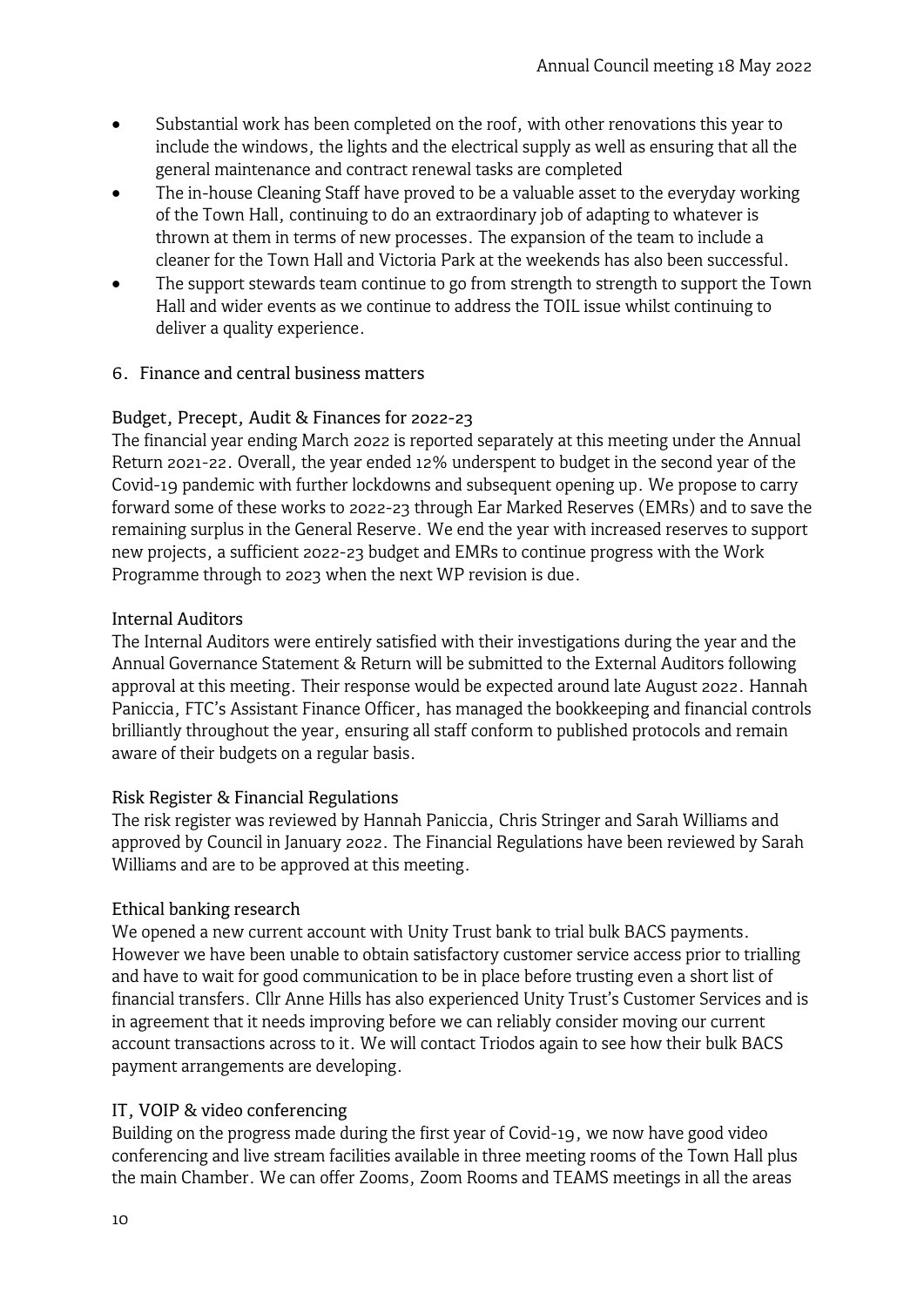- Substantial work has been completed on the roof, with other renovations this year to include the windows, the lights and the electrical supply as well as ensuring that all the general maintenance and contract renewal tasks are completed
- The in-house Cleaning Staff have proved to be a valuable asset to the everyday working of the Town Hall, continuing to do an extraordinary job of adapting to whatever is thrown at them in terms of new processes. The expansion of the team to include a cleaner for the Town Hall and Victoria Park at the weekends has also been successful.
- The support stewards team continue to go from strength to strength to support the Town Hall and wider events as we continue to address the TOIL issue whilst continuing to deliver a quality experience.

## 6. Finance and central business matters

### Budget, Precept, Audit & Finances for 2022-23

The financial year ending March 2022 is reported separately at this meeting under the Annual Return 2021-22. Overall, the year ended 12% underspent to budget in the second year of the Covid-19 pandemic with further lockdowns and subsequent opening up. We propose to carry forward some of these works to 2022-23 through Ear Marked Reserves (EMRs) and to save the remaining surplus in the General Reserve. We end the year with increased reserves to support new projects, a sufficient 2022-23 budget and EMRs to continue progress with the Work Programme through to 2023 when the next WP revision is due.

### Internal Auditors

The Internal Auditors were entirely satisfied with their investigations during the year and the Annual Governance Statement & Return will be submitted to the External Auditors following approval at this meeting. Their response would be expected around late August 2022. Hannah Paniccia, FTC's Assistant Finance Officer, has managed the bookkeeping and financial controls brilliantly throughout the year, ensuring all staff conform to published protocols and remain aware of their budgets on a regular basis.

### Risk Register & Financial Regulations

The risk register was reviewed by Hannah Paniccia, Chris Stringer and Sarah Williams and approved by Council in January 2022. The Financial Regulations have been reviewed by Sarah Williams and are to be approved at this meeting.

### Ethical banking research

We opened a new current account with Unity Trust bank to trial bulk BACS payments. However we have been unable to obtain satisfactory customer service access prior to trialling and have to wait for good communication to be in place before trusting even a short list of financial transfers. Cllr Anne Hills has also experienced Unity Trust's Customer Services and is in agreement that it needs improving before we can reliably consider moving our current account transactions across to it. We will contact Triodos again to see how their bulk BACS payment arrangements are developing.

### IT, VOIP & video conferencing

Building on the progress made during the first year of Covid-19, we now have good video conferencing and live stream facilities available in three meeting rooms of the Town Hall plus the main Chamber. We can offer Zooms, Zoom Rooms and TEAMS meetings in all the areas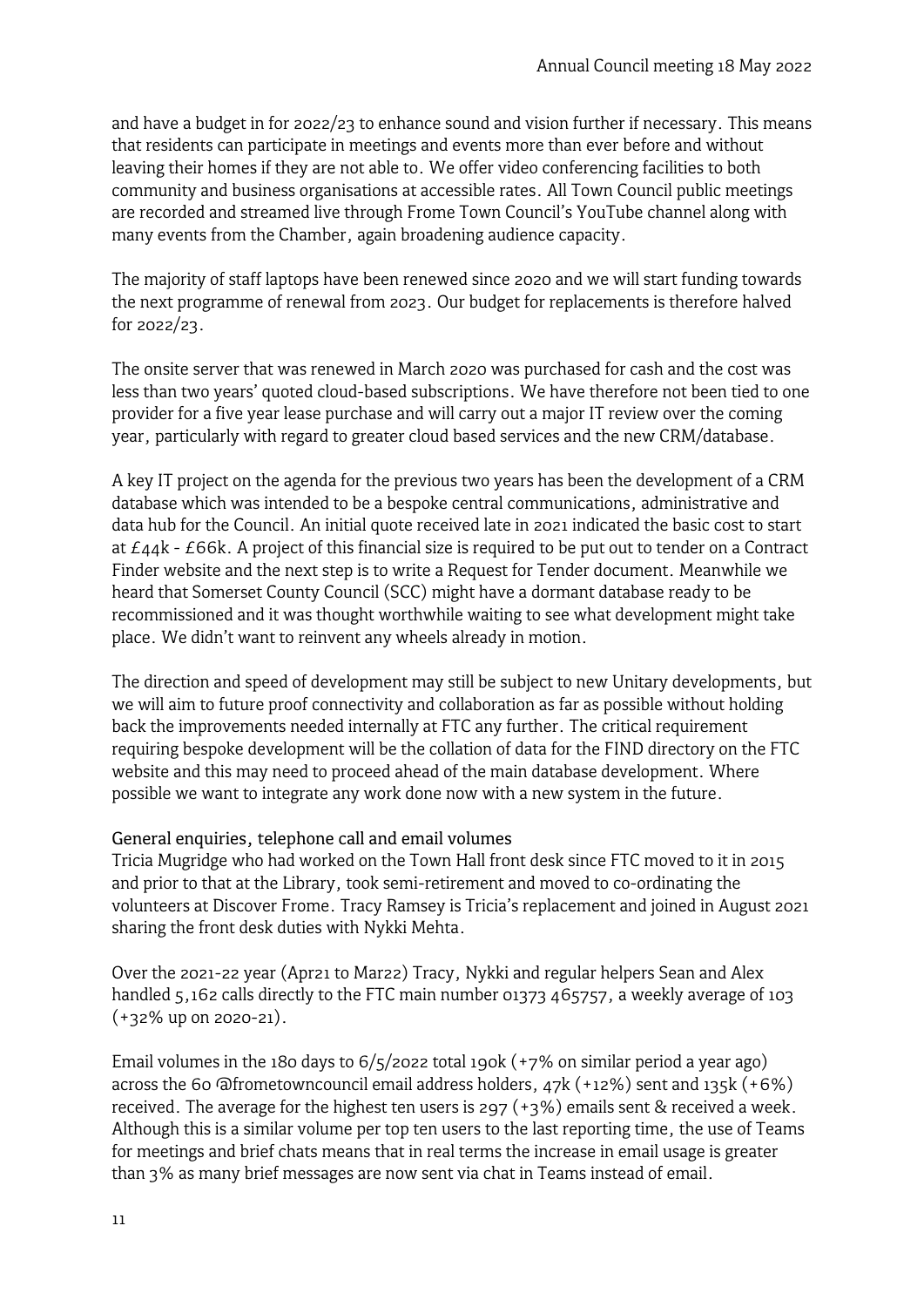and have a budget in for 2022/23 to enhance sound and vision further if necessary. This means that residents can participate in meetings and events more than ever before and without leaving their homes if they are not able to. We offer video conferencing facilities to both community and business organisations at accessible rates. All Town Council public meetings are recorded and streamed live through Frome Town Council's YouTube channel along with many events from the Chamber, again broadening audience capacity.

The majority of staff laptops have been renewed since 2020 and we will start funding towards the next programme of renewal from 2023. Our budget for replacements is therefore halved for 2022/23.

The onsite server that was renewed in March 2020 was purchased for cash and the cost was less than two years' quoted cloud-based subscriptions. We have therefore not been tied to one provider for a five year lease purchase and will carry out a major IT review over the coming year, particularly with regard to greater cloud based services and the new CRM/database.

A key IT project on the agenda for the previous two years has been the development of a CRM database which was intended to be a bespoke central communications, administrative and data hub for the Council. An initial quote received late in 2021 indicated the basic cost to start at £44k - £66k. A project of this financial size is required to be put out to tender on a Contract Finder website and the next step is to write a Request for Tender document. Meanwhile we heard that Somerset County Council (SCC) might have a dormant database ready to be recommissioned and it was thought worthwhile waiting to see what development might take place. We didn't want to reinvent any wheels already in motion.

The direction and speed of development may still be subject to new Unitary developments, but we will aim to future proof connectivity and collaboration as far as possible without holding back the improvements needed internally at FTC any further. The critical requirement requiring bespoke development will be the collation of data for the FIND directory on the FTC website and this may need to proceed ahead of the main database development. Where possible we want to integrate any work done now with a new system in the future.

### General enquiries, telephone call and email volumes

Tricia Mugridge who had worked on the Town Hall front desk since FTC moved to it in 2015 and prior to that at the Library, took semi-retirement and moved to co-ordinating the volunteers at Discover Frome. Tracy Ramsey is Tricia's replacement and joined in August 2021 sharing the front desk duties with Nykki Mehta.

Over the 2021-22 year (Apr21 to Mar22) Tracy, Nykki and regular helpers Sean and Alex handled 5,162 calls directly to the FTC main number 01373 465757, a weekly average of 103 (+32% up on 2020-21).

Email volumes in the 180 days to 6/5/2022 total 190k (+7% on similar period a year ago) across the 60 @frometowncouncil email address holders, 47k (+12%) sent and 135k (+6%) received. The average for the highest ten users is 297 (+3%) emails sent & received a week. Although this is a similar volume per top ten users to the last reporting time, the use of Teams for meetings and brief chats means that in real terms the increase in email usage is greater than 3% as many brief messages are now sent via chat in Teams instead of email.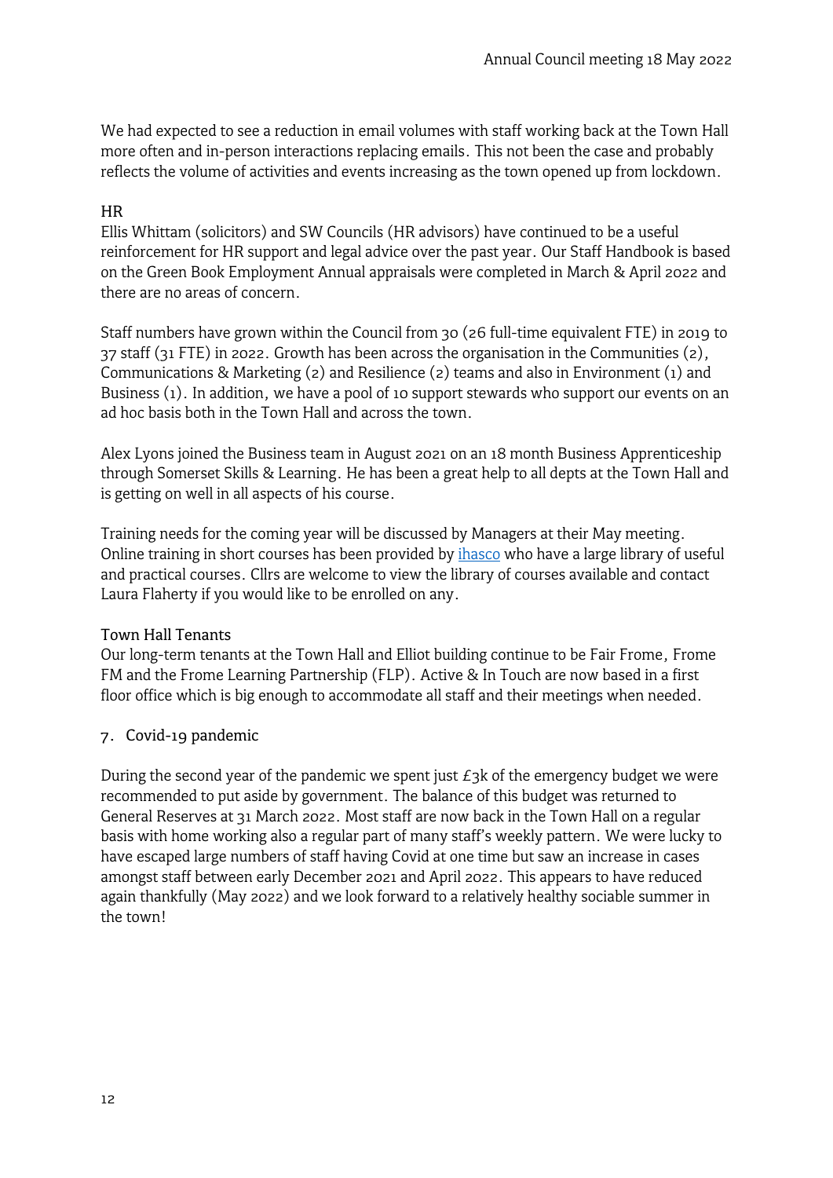We had expected to see a reduction in email volumes with staff working back at the Town Hall more often and in-person interactions replacing emails. This not been the case and probably reflects the volume of activities and events increasing as the town opened up from lockdown.

HR

Ellis Whittam (solicitors) and SW Councils (HR advisors) have continued to be a useful reinforcement for HR support and legal advice over the past year. Our Staff Handbook is based on the Green Book Employment Annual appraisals were completed in March & April 2022 and there are no areas of concern.

Staff numbers have grown within the Council from 30 (26 full-time equivalent FTE) in 2019 to 37 staff (31 FTE) in 2022. Growth has been across the organisation in the Communities (2), Communications & Marketing (2) and Resilience (2) teams and also in Environment (1) and Business (1). In addition, we have a pool of 10 support stewards who support our events on an ad hoc basis both in the Town Hall and across the town.

Alex Lyons joined the Business team in August 2021 on an 18 month Business Apprenticeship through Somerset Skills & Learning. He has been a great help to all depts at the Town Hall and is getting on well in all aspects of his course.

Training needs for the coming year will be discussed by Managers at their May meeting. Online training in short courses has been provided by ihasco who have a large library of useful and practical courses. Cllrs are welcome to view the library of courses available and contact Laura Flaherty if you would like to be enrolled on any.

Town Hall Tenants

Our long-term tenants at the Town Hall and Elliot building continue to be Fair Frome, Frome FM and the Frome Learning Partnership (FLP). Active & In Touch are now based in a first floor office which is big enough to accommodate all staff and their meetings when needed.

## 7. Covid-19 pandemic

During the second year of the pandemic we spent just £3k of the emergency budget we were recommended to put aside by government. The balance of this budget was returned to General Reserves at 31 March 2022. Most staff are now back in the Town Hall on a regular basis with home working also a regular part of many staff's weekly pattern. We were lucky to have escaped large numbers of staff having Covid at one time but saw an increase in cases amongst staff between early December 2021 and April 2022. This appears to have reduced again thankfully (May 2022) and we look forward to a relatively healthy sociable summer in the town!